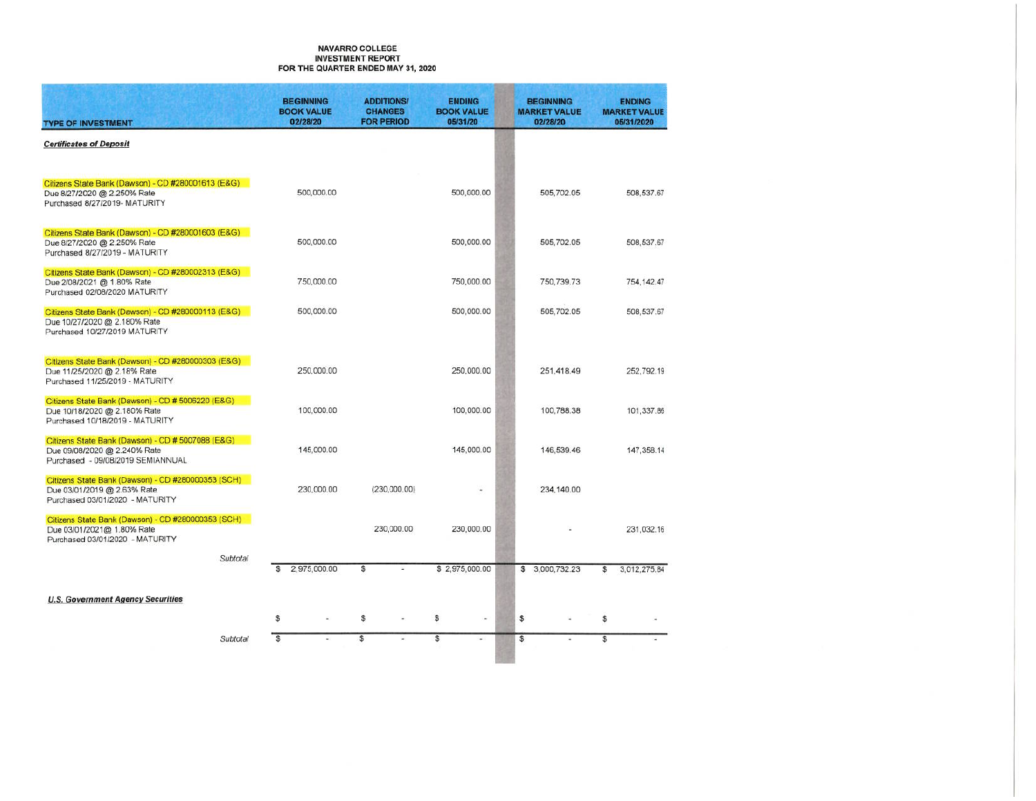**NAVARRO COLLEGE**
**INVESTMENT REPORT**
**FOR THE QUARTER ENDED MAY 31, 2020**

| TYPE OF INVESTMENT | BEGINNING BOOK VALUE 02/28/20 | ADDITIONS/ CHANGES FOR PERIOD | ENDING BOOK VALUE 05/31/20 | BEGINNING MARKET VALUE 02/28/20 | ENDING MARKET VALUE 05/31/2020 |
|---|---|---|---|---|---|
| ***Certificates of Deposit*** | | | | | |
| Citizens State Bank (Dawson) - CD #280001613 (E&G) Due 8/27/2020 @ 2.250% Rate Purchased 8/27/2019- MATURITY | 500,000.00 | | 500,000.00 | 505,702.05 | 508,537.67 |
| Citizens State Bank (Dawson) - CD #280001603 (E&G) Due 8/27/2020 @ 2.250% Rate Purchased 8/27/2019 - MATURITY | 500,000.00 | | 500,000.00 | 505,702.05 | 508,537.67 |
| Citizens State Bank (Dawson) - CD #280002313 (E&G) Due 2/08/2021 @ 1.80% Rate Purchased 02/08/2020 MATURITY | 750,000.00 | | 750,000.00 | 750,739.73 | 754,142.47 |
| Citizens State Bank (Dawson) - CD #280000113 (E&G) Due 10/27/2020 @ 2.180% Rate Purchased 10/27/2019 MATURITY | 500,000.00 | | 500,000.00 | 505,702.05 | 508,537.67 |
| Citizens State Bank (Dawson) - CD #280000303 (E&G) Due 11/25/2020 @ 2.18% Rate Purchased 11/25/2019 - MATURITY | 250,000.00 | | 250,000.00 | 251,418.49 | 252,792.19 |
| Citizens State Bank (Dawson) - CD # 5006220 (E&G) Due 10/18/2020 @ 2.180% Rate Purchased 10/18/2019 - MATURITY | 100,000.00 | | 100,000.00 | 100,788.38 | 101,337.86 |
| Citizens State Bank (Dawson) - CD # 5007088 (E&G) Due 09/08/2020 @ 2.240% Rate Purchased - 09/08/2019 SEMIANNUAL | 145,000.00 | | 145,000.00 | 146,539.46 | 147,358.14 |
| Citizens State Bank (Dawson) - CD #280000353 (SCH) Due 03/01/2019 @ 2.63% Rate Purchased 03/01/2020 - MATURITY | 230,000.00 | (230,000.00) | - | 234,140.00 | |
| Citizens State Bank (Dawson) - CD #280000353 (SCH) Due 03/01/2021@ 1.80% Rate Purchased 03/01/2020 - MATURITY | | 230,000.00 | 230,000.00 | - | 231,032.16 |
| *Subtotal* | $ 2,975,000.00 | $ - | $ 2,975,000.00 | $ 3,000,732.23 | $ 3,012,275.84 |
| ***U.S. Government Agency Securities*** | | | | | |
| | $ - | $ - | $ - | $ - | $ - |
| *Subtotal* | $ - | $ - | $ - | $ - | $ - |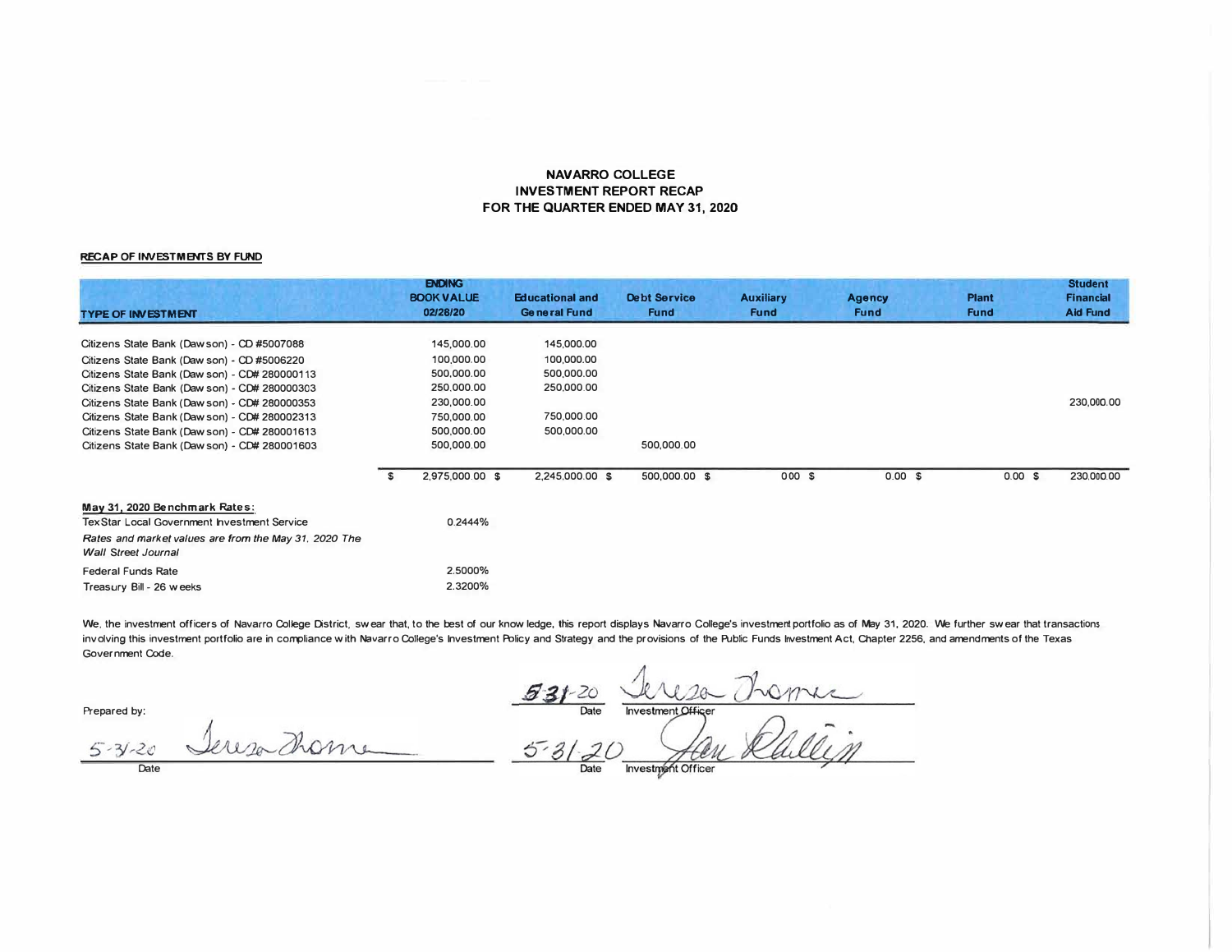## NAVARRO COLLEGE
## INVESTMENT REPORT RECAP
## FOR THE QUARTER ENDED MAY 31, 2020

**RECAP OF INVESTMENTS BY FUND**

| TYPE OF INVESTMENT | ENDING BOOK VALUE 02/28/20 | Educational and General Fund | Debt Service Fund | Auxiliary Fund | Agency Fund | Plant Fund | Student Financial Aid Fund |
|---|---|---|---|---|---|---|---|
| Citizens State Bank (Dawson) - CD #5007088 | 145,000.00 | 145,000.00 | | | | | |
| Citizens State Bank (Dawson) - CD #5006220 | 100,000.00 | 100,000.00 | | | | | |
| Citizens State Bank (Dawson) - CD# 280000113 | 500,000.00 | 500,000.00 | | | | | |
| Citizens State Bank (Dawson) - CD# 280000303 | 250,000.00 | 250,000.00 | | | | | |
| Citizens State Bank (Dawson) - CD# 280000353 | 230,000.00 | | | | | | 230,000.00 |
| Citizens State Bank (Dawson) - CD# 280002313 | 750,000.00 | 750,000.00 | | | | | |
| Citizens State Bank (Dawson) - CD# 280001613 | 500,000.00 | 500,000.00 | | | | | |
| Citizens State Bank (Dawson) - CD# 280001603 | 500,000.00 | | 500,000.00 | | | | |
| | $ 2,975,000.00 | $ 2,245,000.00 | $ 500,000.00 | $ 0.00 | $ 0.00 | $ 0.00 | $ 230,000.00 |

**May 31, 2020 Benchmark Rates:**

| | |
|---|---|
| TexStar Local Government Investment Service | 0.2444% |
| *Rates and market values are from the May 31, 2020 The Wall Street Journal* | |
| Federal Funds Rate | 2.5000% |
| Treasury Bill - 26 weeks | 2.3200% |

We, the investment officers of Navarro College District, swear that, to the best of our knowledge, this report displays Navarro College's investment portfolio as of May 31, 2020. We further swear that transactions involving this investment portfolio are in compliance with Navarro College's Investment Policy and Strategy and the provisions of the Public Funds Investment Act, Chapter 2256, and amendments of the Texas Government Code.

Prepared by:

5-31-20 Teresa Thome
Date

5-31-20 Teresa Thome
Date Investment Officer

5-31-20 [signature]
Date Investment Officer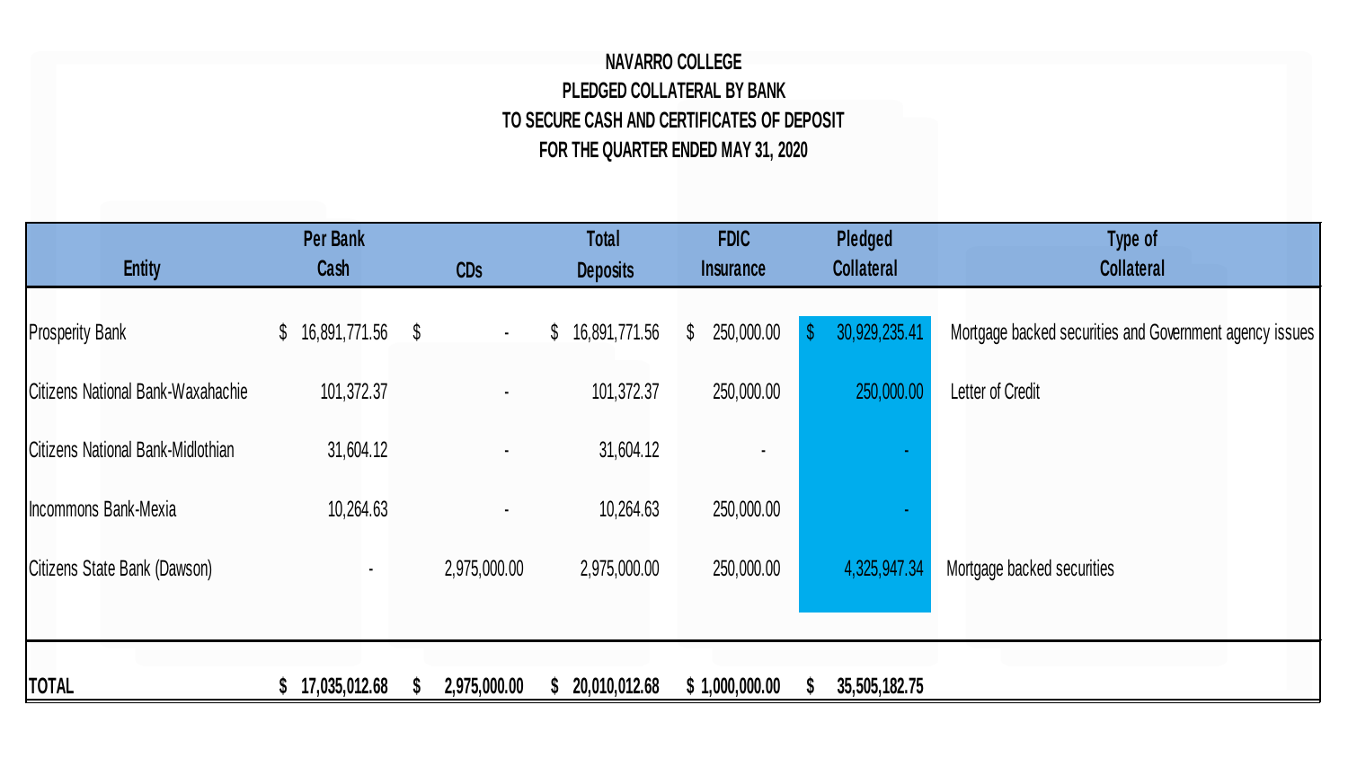# NAVARRO COLLEGE

## PLEDGED COLLATERAL BY BANK

## TO SECURE CASH AND CERTIFICATES OF DEPOSIT

## FOR THE QUARTER ENDED MAY 31, 2020

| Entity | Per Bank Cash | CDs | Total Deposits | FDIC Insurance | Pledged Collateral | Type of Collateral |
|---|---|---|---|---|---|---|
| Prosperity Bank | $ 16,891,771.56 | $ - | $ 16,891,771.56 | $ 250,000.00 | $ 30,929,235.41 | Mortgage backed securities and Government agency issues |
| Citizens National Bank-Waxahachie | 101,372.37 | - | 101,372.37 | 250,000.00 | 250,000.00 | Letter of Credit |
| Citizens National Bank-Midlothian | 31,604.12 | - | 31,604.12 | - | - | |
| Incommons Bank-Mexia | 10,264.63 | - | 10,264.63 | 250,000.00 | - | |
| Citizens State Bank (Dawson) | - | 2,975,000.00 | 2,975,000.00 | 250,000.00 | 4,325,947.34 | Mortgage backed securities |
| **TOTAL** | **$ 17,035,012.68** | **$ 2,975,000.00** | **$ 20,010,012.68** | **$ 1,000,000.00** | **$ 35,505,182.75** | |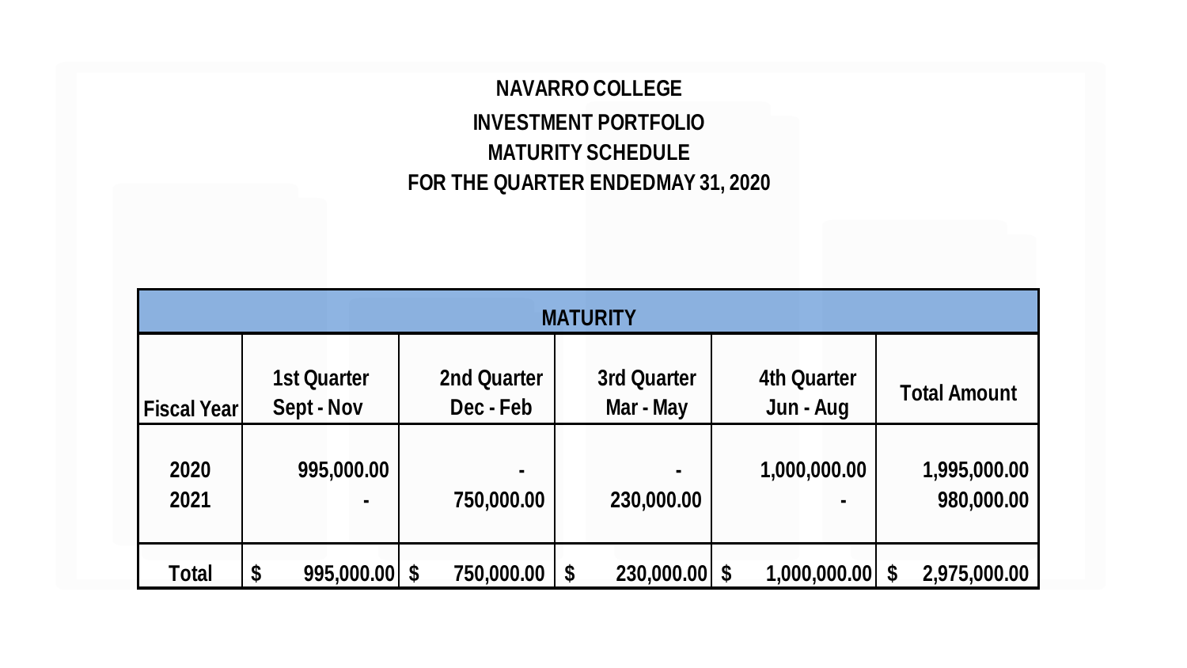# NAVARRO COLLEGE
## INVESTMENT PORTFOLIO
## MATURITY SCHEDULE
## FOR THE QUARTER ENDEDMAY 31, 2020

| MATURITY | | | | | |
|---|---|---|---|---|---|
| Fiscal Year | 1st Quarter Sept - Nov | 2nd Quarter Dec - Feb | 3rd Quarter Mar - May | 4th Quarter Jun - Aug | Total Amount |
| 2020 | 995,000.00 | - | - | 1,000,000.00 | 1,995,000.00 |
| 2021 | - | 750,000.00 | 230,000.00 | - | 980,000.00 |
| Total | $ 995,000.00 | $ 750,000.00 | $ 230,000.00 | $ 1,000,000.00 | $ 2,975,000.00 |